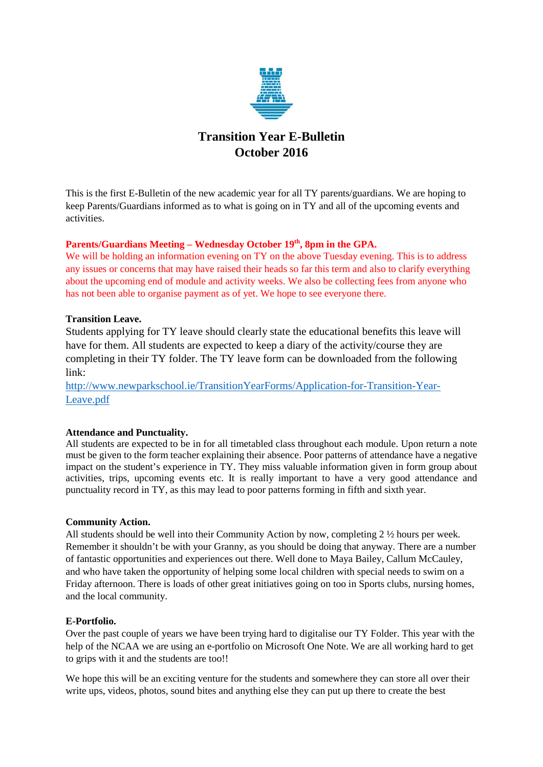# Transition Year E-Bulletin
# October 2016

This is the first E-Bulletin of the new academic year for all TY parents/guardians. We are hoping to keep Parents/Guardians informed as to what is going on in TY and all of the upcoming events and activities.

**Parents/Guardians Meeting – Wednesday October 19th, 8pm in the GPA.**
We will be holding an information evening on TY on the above Tuesday evening. This is to address any issues or concerns that may have raised their heads so far this term and also to clarify everything about the upcoming end of module and activity weeks. We also be collecting fees from anyone who has not been able to organise payment as of yet. We hope to see everyone there.

**Transition Leave.**
Students applying for TY leave should clearly state the educational benefits this leave will have for them. All students are expected to keep a diary of the activity/course they are completing in their TY folder. The TY leave form can be downloaded from the following link:
http://www.newparkschool.ie/TransitionYearForms/Application-for-Transition-Year-Leave.pdf

**Attendance and Punctuality.**
All students are expected to be in for all timetabled class throughout each module. Upon return a note must be given to the form teacher explaining their absence. Poor patterns of attendance have a negative impact on the student's experience in TY. They miss valuable information given in form group about activities, trips, upcoming events etc. It is really important to have a very good attendance and punctuality record in TY, as this may lead to poor patterns forming in fifth and sixth year.

**Community Action.**
All students should be well into their Community Action by now, completing 2 ½ hours per week. Remember it shouldn't be with your Granny, as you should be doing that anyway. There are a number of fantastic opportunities and experiences out there. Well done to Maya Bailey, Callum McCauley, and who have taken the opportunity of helping some local children with special needs to swim on a Friday afternoon. There is loads of other great initiatives going on too in Sports clubs, nursing homes, and the local community.

**E-Portfolio.**
Over the past couple of years we have been trying hard to digitalise our TY Folder. This year with the help of the NCAA we are using an e-portfolio on Microsoft One Note. We are all working hard to get to grips with it and the students are too!!

We hope this will be an exciting venture for the students and somewhere they can store all over their write ups, videos, photos, sound bites and anything else they can put up there to create the best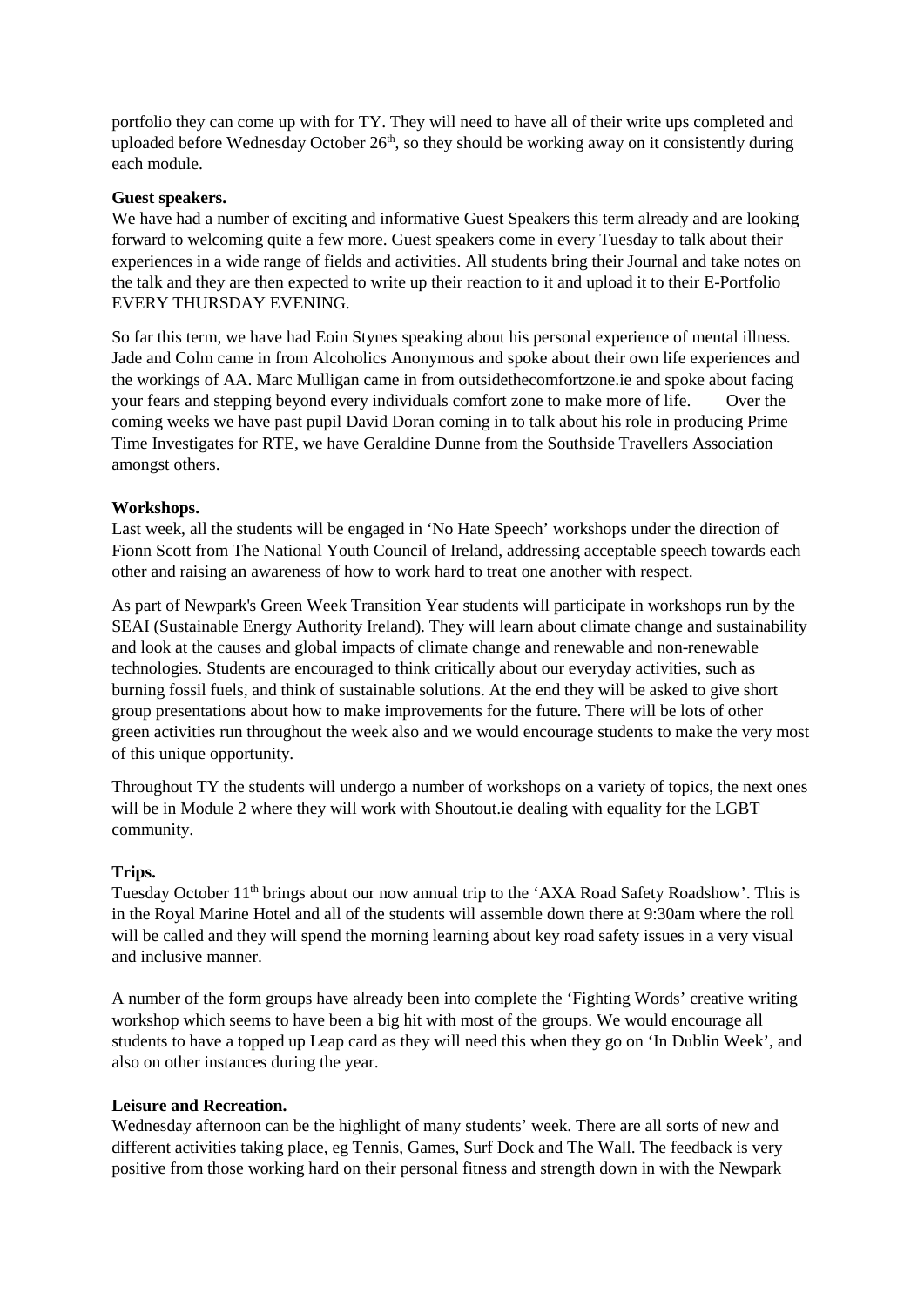portfolio they can come up with for TY. They will need to have all of their write ups completed and uploaded before Wednesday October 26th, so they should be working away on it consistently during each module.

**Guest speakers.**
We have had a number of exciting and informative Guest Speakers this term already and are looking forward to welcoming quite a few more. Guest speakers come in every Tuesday to talk about their experiences in a wide range of fields and activities. All students bring their Journal and take notes on the talk and they are then expected to write up their reaction to it and upload it to their E-Portfolio EVERY THURSDAY EVENING.

So far this term, we have had Eoin Stynes speaking about his personal experience of mental illness. Jade and Colm came in from Alcoholics Anonymous and spoke about their own life experiences and the workings of AA. Marc Mulligan came in from outsidethecomfortzone.ie and spoke about facing your fears and stepping beyond every individuals comfort zone to make more of life. Over the coming weeks we have past pupil David Doran coming in to talk about his role in producing Prime Time Investigates for RTE, we have Geraldine Dunne from the Southside Travellers Association amongst others.

**Workshops.**
Last week, all the students will be engaged in 'No Hate Speech' workshops under the direction of Fionn Scott from The National Youth Council of Ireland, addressing acceptable speech towards each other and raising an awareness of how to work hard to treat one another with respect.

As part of Newpark's Green Week Transition Year students will participate in workshops run by the SEAI (Sustainable Energy Authority Ireland). They will learn about climate change and sustainability and look at the causes and global impacts of climate change and renewable and non-renewable technologies. Students are encouraged to think critically about our everyday activities, such as burning fossil fuels, and think of sustainable solutions. At the end they will be asked to give short group presentations about how to make improvements for the future. There will be lots of other green activities run throughout the week also and we would encourage students to make the very most of this unique opportunity.

Throughout TY the students will undergo a number of workshops on a variety of topics, the next ones will be in Module 2 where they will work with Shoutout.ie dealing with equality for the LGBT community.

**Trips.**
Tuesday October 11th brings about our now annual trip to the 'AXA Road Safety Roadshow'. This is in the Royal Marine Hotel and all of the students will assemble down there at 9:30am where the roll will be called and they will spend the morning learning about key road safety issues in a very visual and inclusive manner.

A number of the form groups have already been into complete the 'Fighting Words' creative writing workshop which seems to have been a big hit with most of the groups. We would encourage all students to have a topped up Leap card as they will need this when they go on 'In Dublin Week', and also on other instances during the year.

**Leisure and Recreation.**
Wednesday afternoon can be the highlight of many students' week. There are all sorts of new and different activities taking place, eg Tennis, Games, Surf Dock and The Wall. The feedback is very positive from those working hard on their personal fitness and strength down in with the Newpark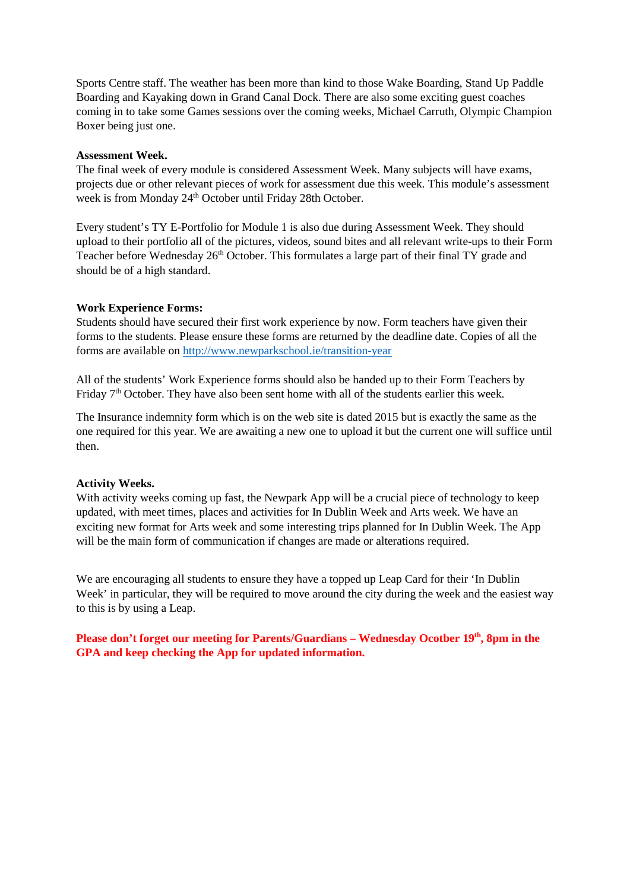Sports Centre staff. The weather has been more than kind to those Wake Boarding, Stand Up Paddle Boarding and Kayaking down in Grand Canal Dock. There are also some exciting guest coaches coming in to take some Games sessions over the coming weeks, Michael Carruth, Olympic Champion Boxer being just one.

**Assessment Week.**

The final week of every module is considered Assessment Week. Many subjects will have exams, projects due or other relevant pieces of work for assessment due this week. This module's assessment week is from Monday 24th October until Friday 28th October.

Every student's TY E-Portfolio for Module 1 is also due during Assessment Week. They should upload to their portfolio all of the pictures, videos, sound bites and all relevant write-ups to their Form Teacher before Wednesday 26th October. This formulates a large part of their final TY grade and should be of a high standard.

**Work Experience Forms:**

Students should have secured their first work experience by now. Form teachers have given their forms to the students. Please ensure these forms are returned by the deadline date. Copies of all the forms are available on [http://www.newparkschool.ie/transition-year](http://www.newparkschool.ie/transition-year)

All of the students' Work Experience forms should also be handed up to their Form Teachers by Friday 7th October. They have also been sent home with all of the students earlier this week.

The Insurance indemnity form which is on the web site is dated 2015 but is exactly the same as the one required for this year. We are awaiting a new one to upload it but the current one will suffice until then.

**Activity Weeks.**

With activity weeks coming up fast, the Newpark App will be a crucial piece of technology to keep updated, with meet times, places and activities for In Dublin Week and Arts week. We have an exciting new format for Arts week and some interesting trips planned for In Dublin Week. The App will be the main form of communication if changes are made or alterations required.

We are encouraging all students to ensure they have a topped up Leap Card for their 'In Dublin Week' in particular, they will be required to move around the city during the week and the easiest way to this is by using a Leap.

**Please don't forget our meeting for Parents/Guardians – Wednesday Ocotber 19th, 8pm in the GPA and keep checking the App for updated information.**